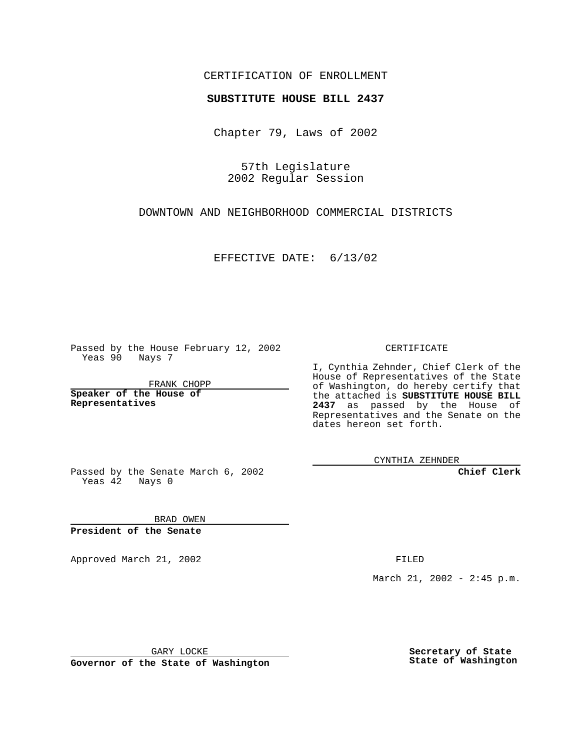CERTIFICATION OF ENROLLMENT

**SUBSTITUTE HOUSE BILL 2437**

Chapter 79, Laws of 2002

57th Legislature
2002 Regular Session

DOWNTOWN AND NEIGHBORHOOD COMMERCIAL DISTRICTS

EFFECTIVE DATE: 6/13/02

Passed by the House February 12, 2002
Yeas 90 Nays 7

FRANK CHOPP

**Speaker of the House of Representatives**

Passed by the Senate March 6, 2002
Yeas 42 Nays 0

BRAD OWEN

**President of the Senate**

Approved March 21, 2002

GARY LOCKE

**Governor of the State of Washington**

CERTIFICATE

I, Cynthia Zehnder, Chief Clerk of the House of Representatives of the State of Washington, do hereby certify that the attached is **SUBSTITUTE HOUSE BILL 2437** as passed by the House of Representatives and the Senate on the dates hereon set forth.

CYNTHIA ZEHNDER

**Chief Clerk**

FILED

March 21, 2002 - 2:45 p.m.

**Secretary of State**
**State of Washington**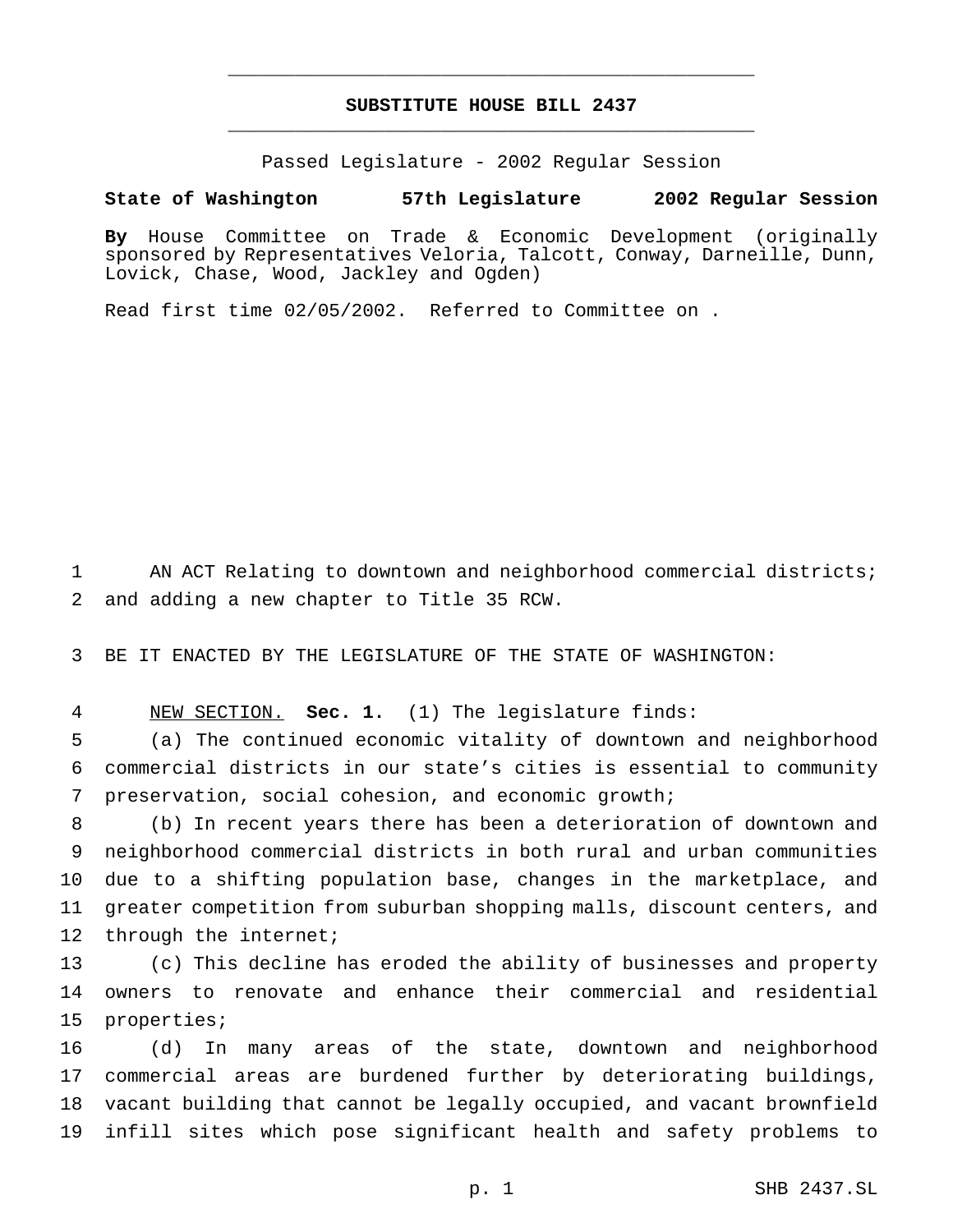# SUBSTITUTE HOUSE BILL 2437

Passed Legislature - 2002 Regular Session

**State of Washington 57th Legislature 2002 Regular Session**

**By** House Committee on Trade & Economic Development (originally sponsored by Representatives Veloria, Talcott, Conway, Darneille, Dunn, Lovick, Chase, Wood, Jackley and Ogden)

Read first time 02/05/2002. Referred to Committee on .

AN ACT Relating to downtown and neighborhood commercial districts; and adding a new chapter to Title 35 RCW.

BE IT ENACTED BY THE LEGISLATURE OF THE STATE OF WASHINGTON:

NEW SECTION. **Sec. 1.** (1) The legislature finds:

(a) The continued economic vitality of downtown and neighborhood commercial districts in our state's cities is essential to community preservation, social cohesion, and economic growth;

(b) In recent years there has been a deterioration of downtown and neighborhood commercial districts in both rural and urban communities due to a shifting population base, changes in the marketplace, and greater competition from suburban shopping malls, discount centers, and through the internet;

(c) This decline has eroded the ability of businesses and property owners to renovate and enhance their commercial and residential properties;

(d) In many areas of the state, downtown and neighborhood commercial areas are burdened further by deteriorating buildings, vacant building that cannot be legally occupied, and vacant brownfield infill sites which pose significant health and safety problems to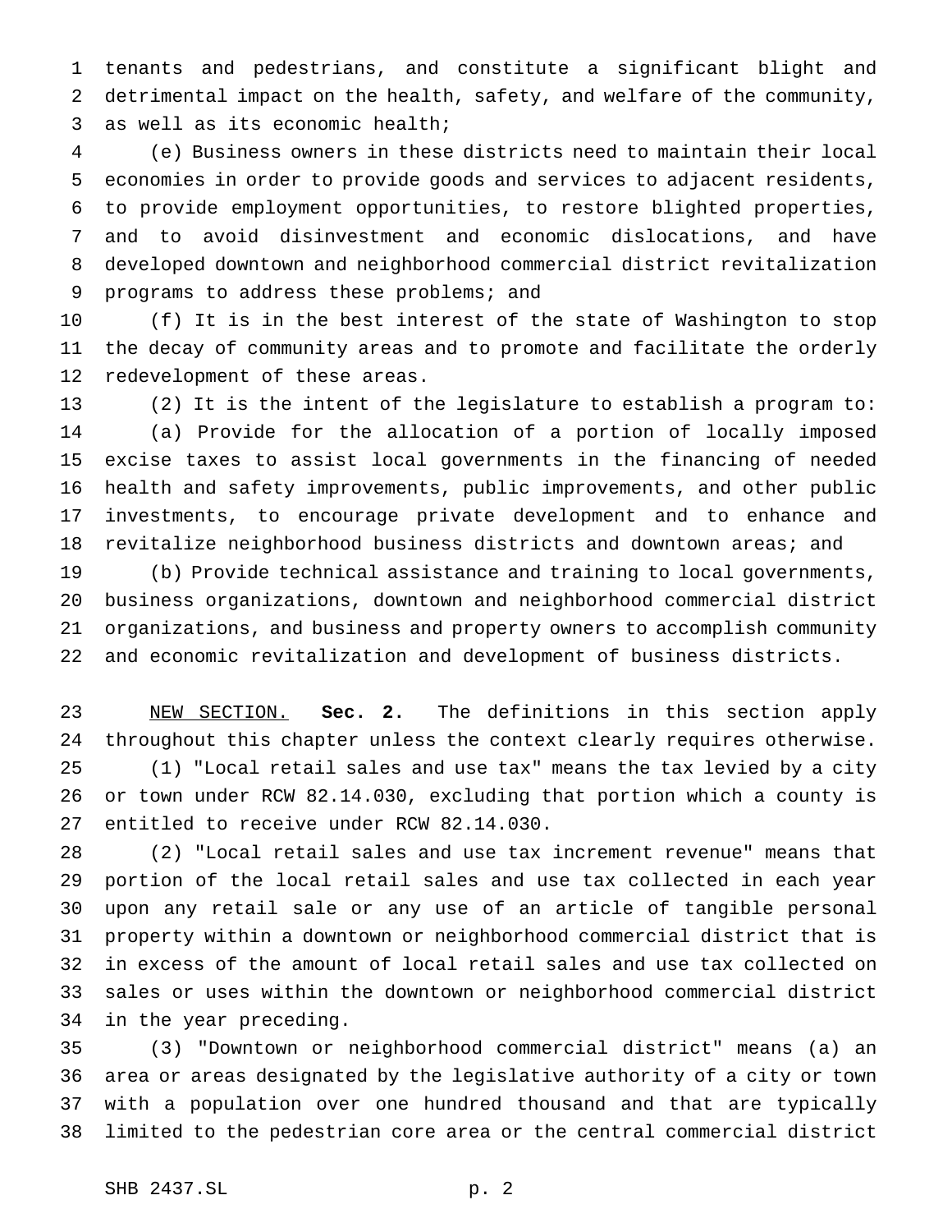tenants and pedestrians, and constitute a significant blight and detrimental impact on the health, safety, and welfare of the community, as well as its economic health;

(e) Business owners in these districts need to maintain their local economies in order to provide goods and services to adjacent residents, to provide employment opportunities, to restore blighted properties, and to avoid disinvestment and economic dislocations, and have developed downtown and neighborhood commercial district revitalization programs to address these problems; and

(f) It is in the best interest of the state of Washington to stop the decay of community areas and to promote and facilitate the orderly redevelopment of these areas.

(2) It is the intent of the legislature to establish a program to:

(a) Provide for the allocation of a portion of locally imposed excise taxes to assist local governments in the financing of needed health and safety improvements, public improvements, and other public investments, to encourage private development and to enhance and revitalize neighborhood business districts and downtown areas; and

(b) Provide technical assistance and training to local governments, business organizations, downtown and neighborhood commercial district organizations, and business and property owners to accomplish community and economic revitalization and development of business districts.

NEW SECTION. **Sec. 2.** The definitions in this section apply throughout this chapter unless the context clearly requires otherwise.

(1) "Local retail sales and use tax" means the tax levied by a city or town under RCW 82.14.030, excluding that portion which a county is entitled to receive under RCW 82.14.030.

(2) "Local retail sales and use tax increment revenue" means that portion of the local retail sales and use tax collected in each year upon any retail sale or any use of an article of tangible personal property within a downtown or neighborhood commercial district that is in excess of the amount of local retail sales and use tax collected on sales or uses within the downtown or neighborhood commercial district in the year preceding.

(3) "Downtown or neighborhood commercial district" means (a) an area or areas designated by the legislative authority of a city or town with a population over one hundred thousand and that are typically limited to the pedestrian core area or the central commercial district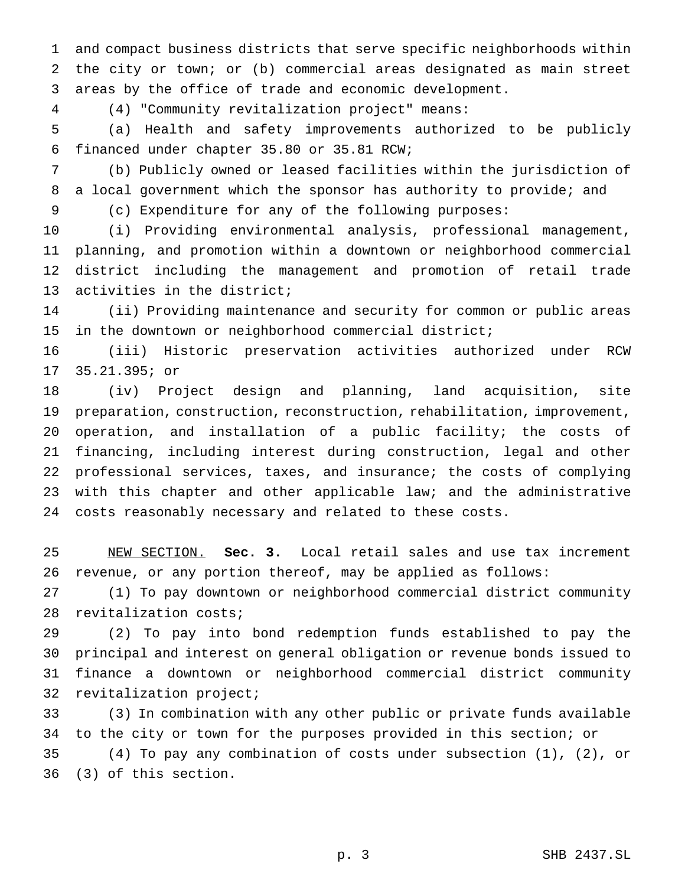and compact business districts that serve specific neighborhoods within the city or town; or (b) commercial areas designated as main street areas by the office of trade and economic development.

(4) "Community revitalization project" means:

(a) Health and safety improvements authorized to be publicly financed under chapter 35.80 or 35.81 RCW;

(b) Publicly owned or leased facilities within the jurisdiction of a local government which the sponsor has authority to provide; and

(c) Expenditure for any of the following purposes:

(i) Providing environmental analysis, professional management, planning, and promotion within a downtown or neighborhood commercial district including the management and promotion of retail trade activities in the district;

(ii) Providing maintenance and security for common or public areas in the downtown or neighborhood commercial district;

(iii) Historic preservation activities authorized under RCW 35.21.395; or

(iv) Project design and planning, land acquisition, site preparation, construction, reconstruction, rehabilitation, improvement, operation, and installation of a public facility; the costs of financing, including interest during construction, legal and other professional services, taxes, and insurance; the costs of complying with this chapter and other applicable law; and the administrative costs reasonably necessary and related to these costs.

NEW SECTION. **Sec. 3.** Local retail sales and use tax increment revenue, or any portion thereof, may be applied as follows:

(1) To pay downtown or neighborhood commercial district community revitalization costs;

(2) To pay into bond redemption funds established to pay the principal and interest on general obligation or revenue bonds issued to finance a downtown or neighborhood commercial district community revitalization project;

(3) In combination with any other public or private funds available to the city or town for the purposes provided in this section; or

(4) To pay any combination of costs under subsection (1), (2), or (3) of this section.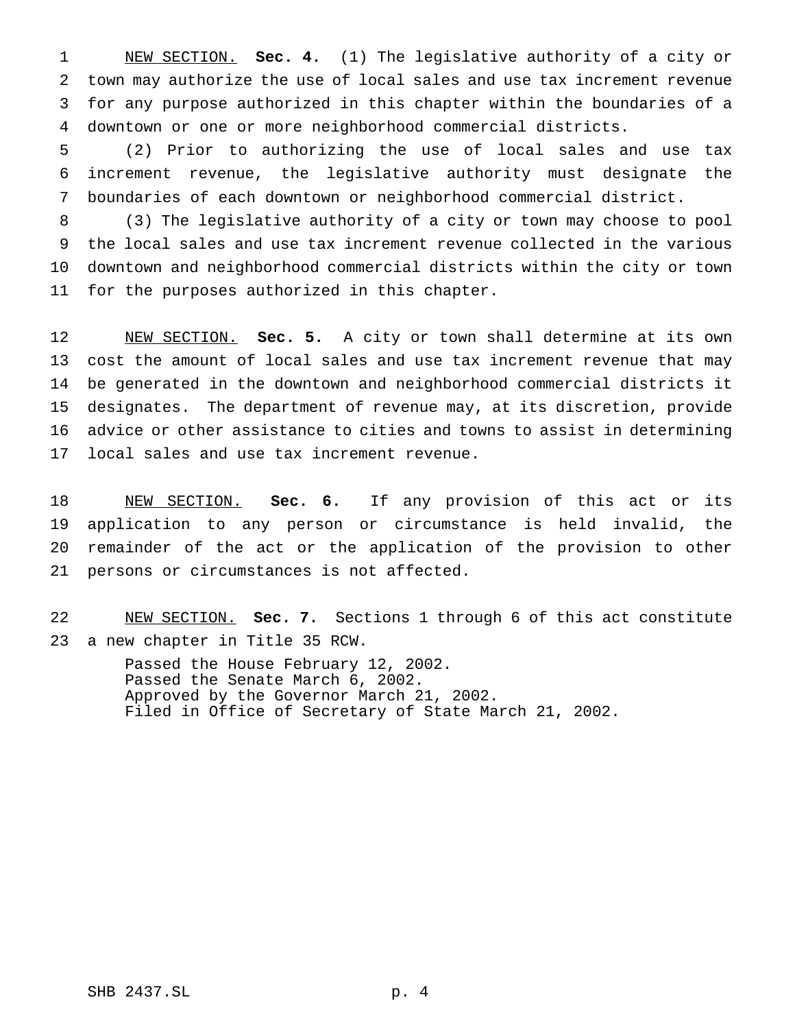NEW SECTION. **Sec. 4.** (1) The legislative authority of a city or town may authorize the use of local sales and use tax increment revenue for any purpose authorized in this chapter within the boundaries of a downtown or one or more neighborhood commercial districts.

(2) Prior to authorizing the use of local sales and use tax increment revenue, the legislative authority must designate the boundaries of each downtown or neighborhood commercial district.

(3) The legislative authority of a city or town may choose to pool the local sales and use tax increment revenue collected in the various downtown and neighborhood commercial districts within the city or town for the purposes authorized in this chapter.

NEW SECTION. **Sec. 5.** A city or town shall determine at its own cost the amount of local sales and use tax increment revenue that may be generated in the downtown and neighborhood commercial districts it designates. The department of revenue may, at its discretion, provide advice or other assistance to cities and towns to assist in determining local sales and use tax increment revenue.

NEW SECTION. **Sec. 6.** If any provision of this act or its application to any person or circumstance is held invalid, the remainder of the act or the application of the provision to other persons or circumstances is not affected.

NEW SECTION. **Sec. 7.** Sections 1 through 6 of this act constitute a new chapter in Title 35 RCW.

Passed the House February 12, 2002.
Passed the Senate March 6, 2002.
Approved by the Governor March 21, 2002.
Filed in Office of Secretary of State March 21, 2002.